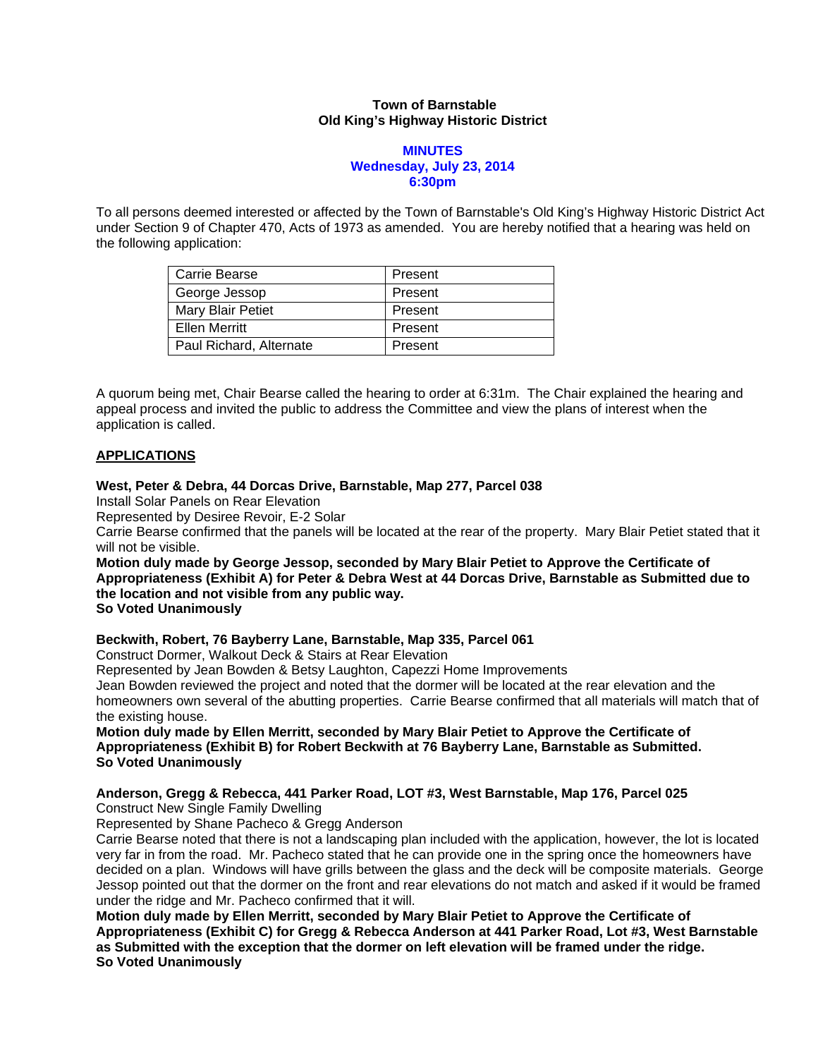**Town of Barnstable**
**Old King's Highway Historic District**

**MINUTES**
**Wednesday, July 23, 2014**
**6:30pm**

To all persons deemed interested or affected by the Town of Barnstable's Old King's Highway Historic District Act under Section 9 of Chapter 470, Acts of 1973 as amended. You are hereby notified that a hearing was held on the following application:

| | |
|---|---|
| Carrie Bearse | Present |
| George Jessop | Present |
| Mary Blair Petiet | Present |
| Ellen Merritt | Present |
| Paul Richard, Alternate | Present |

A quorum being met, Chair Bearse called the hearing to order at 6:31m. The Chair explained the hearing and appeal process and invited the public to address the Committee and view the plans of interest when the application is called.

**APPLICATIONS**

**West, Peter & Debra, 44 Dorcas Drive, Barnstable, Map 277, Parcel 038**
Install Solar Panels on Rear Elevation
Represented by Desiree Revoir, E-2 Solar
Carrie Bearse confirmed that the panels will be located at the rear of the property. Mary Blair Petiet stated that it will not be visible.
**Motion duly made by George Jessop, seconded by Mary Blair Petiet to Approve the Certificate of Appropriateness (Exhibit A) for Peter & Debra West at 44 Dorcas Drive, Barnstable as Submitted due to the location and not visible from any public way.**
**So Voted Unanimously**

**Beckwith, Robert, 76 Bayberry Lane, Barnstable, Map 335, Parcel 061**
Construct Dormer, Walkout Deck & Stairs at Rear Elevation
Represented by Jean Bowden & Betsy Laughton, Capezzi Home Improvements
Jean Bowden reviewed the project and noted that the dormer will be located at the rear elevation and the homeowners own several of the abutting properties. Carrie Bearse confirmed that all materials will match that of the existing house.
**Motion duly made by Ellen Merritt, seconded by Mary Blair Petiet to Approve the Certificate of Appropriateness (Exhibit B) for Robert Beckwith at 76 Bayberry Lane, Barnstable as Submitted.**
**So Voted Unanimously**

**Anderson, Gregg & Rebecca, 441 Parker Road, LOT #3, West Barnstable, Map 176, Parcel 025**
Construct New Single Family Dwelling
Represented by Shane Pacheco & Gregg Anderson
Carrie Bearse noted that there is not a landscaping plan included with the application, however, the lot is located very far in from the road. Mr. Pacheco stated that he can provide one in the spring once the homeowners have decided on a plan. Windows will have grills between the glass and the deck will be composite materials. George Jessop pointed out that the dormer on the front and rear elevations do not match and asked if it would be framed under the ridge and Mr. Pacheco confirmed that it will.
**Motion duly made by Ellen Merritt, seconded by Mary Blair Petiet to Approve the Certificate of Appropriateness (Exhibit C) for Gregg & Rebecca Anderson at 441 Parker Road, Lot #3, West Barnstable as Submitted with the exception that the dormer on left elevation will be framed under the ridge.**
**So Voted Unanimously**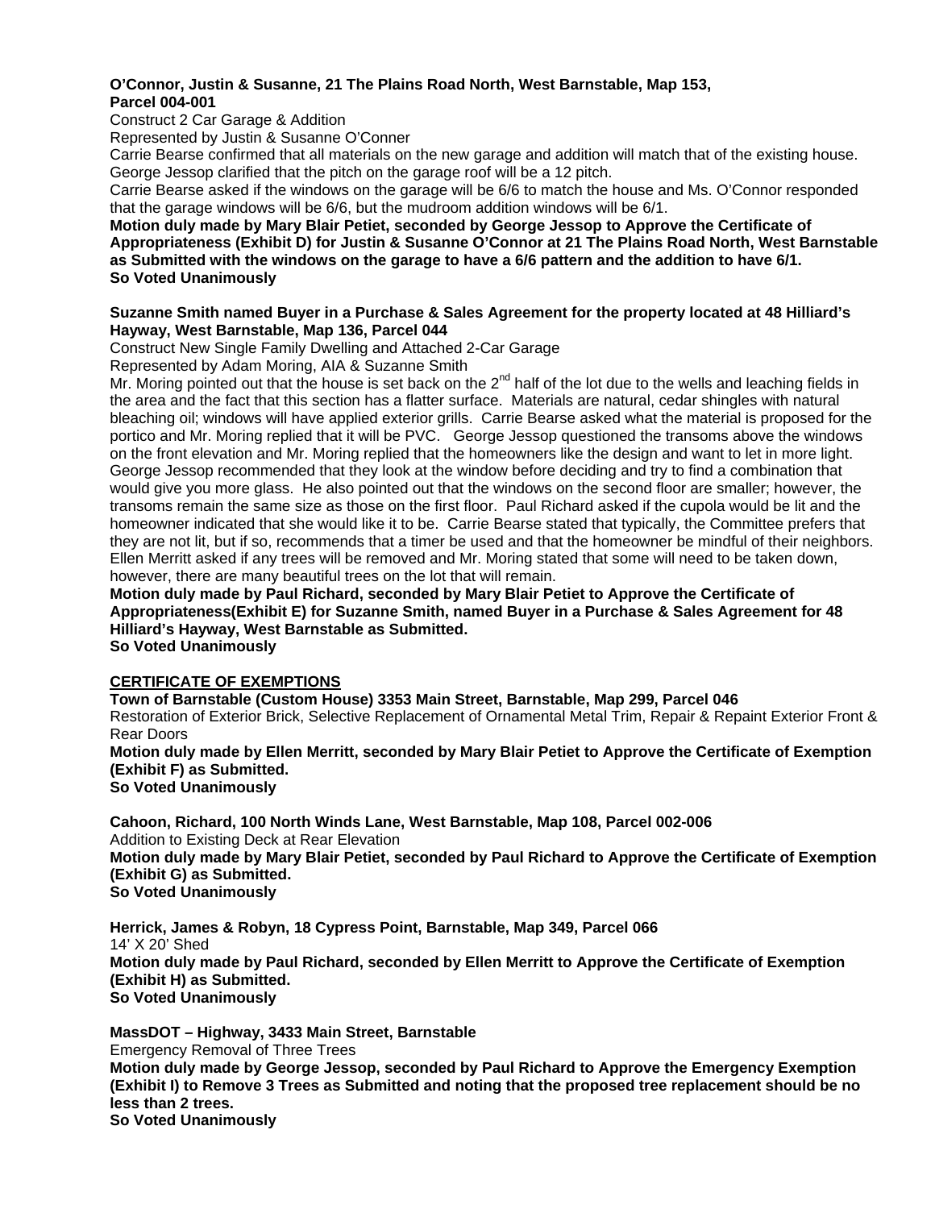**O'Connor, Justin & Susanne, 21 The Plains Road North, West Barnstable, Map 153, Parcel 004-001**

Construct 2 Car Garage & Addition

Represented by Justin & Susanne O'Conner

Carrie Bearse confirmed that all materials on the new garage and addition will match that of the existing house. George Jessop clarified that the pitch on the garage roof will be a 12 pitch.

Carrie Bearse asked if the windows on the garage will be 6/6 to match the house and Ms. O'Connor responded that the garage windows will be 6/6, but the mudroom addition windows will be 6/1.

**Motion duly made by Mary Blair Petiet, seconded by George Jessop to Approve the Certificate of Appropriateness (Exhibit D) for Justin & Susanne O'Connor at 21 The Plains Road North, West Barnstable as Submitted with the windows on the garage to have a 6/6 pattern and the addition to have 6/1.**
**So Voted Unanimously**

**Suzanne Smith named Buyer in a Purchase & Sales Agreement for the property located at 48 Hilliard's Hayway, West Barnstable, Map 136, Parcel 044**

Construct New Single Family Dwelling and Attached 2-Car Garage

Represented by Adam Moring, AIA & Suzanne Smith

Mr. Moring pointed out that the house is set back on the 2nd half of the lot due to the wells and leaching fields in the area and the fact that this section has a flatter surface. Materials are natural, cedar shingles with natural bleaching oil; windows will have applied exterior grills. Carrie Bearse asked what the material is proposed for the portico and Mr. Moring replied that it will be PVC. George Jessop questioned the transoms above the windows on the front elevation and Mr. Moring replied that the homeowners like the design and want to let in more light. George Jessop recommended that they look at the window before deciding and try to find a combination that would give you more glass. He also pointed out that the windows on the second floor are smaller; however, the transoms remain the same size as those on the first floor. Paul Richard asked if the cupola would be lit and the homeowner indicated that she would like it to be. Carrie Bearse stated that typically, the Committee prefers that they are not lit, but if so, recommends that a timer be used and that the homeowner be mindful of their neighbors. Ellen Merritt asked if any trees will be removed and Mr. Moring stated that some will need to be taken down, however, there are many beautiful trees on the lot that will remain.

**Motion duly made by Paul Richard, seconded by Mary Blair Petiet to Approve the Certificate of Appropriateness(Exhibit E) for Suzanne Smith, named Buyer in a Purchase & Sales Agreement for 48 Hilliard's Hayway, West Barnstable as Submitted.**
**So Voted Unanimously**

**CERTIFICATE OF EXEMPTIONS**

**Town of Barnstable (Custom House) 3353 Main Street, Barnstable, Map 299, Parcel 046**

Restoration of Exterior Brick, Selective Replacement of Ornamental Metal Trim, Repair & Repaint Exterior Front & Rear Doors

**Motion duly made by Ellen Merritt, seconded by Mary Blair Petiet to Approve the Certificate of Exemption (Exhibit F) as Submitted.**
**So Voted Unanimously**

**Cahoon, Richard, 100 North Winds Lane, West Barnstable, Map 108, Parcel 002-006**

Addition to Existing Deck at Rear Elevation

**Motion duly made by Mary Blair Petiet, seconded by Paul Richard to Approve the Certificate of Exemption (Exhibit G) as Submitted.**
**So Voted Unanimously**

**Herrick, James & Robyn, 18 Cypress Point, Barnstable, Map 349, Parcel 066**

14' X 20' Shed

**Motion duly made by Paul Richard, seconded by Ellen Merritt to Approve the Certificate of Exemption (Exhibit H) as Submitted.**
**So Voted Unanimously**

**MassDOT – Highway, 3433 Main Street, Barnstable**

Emergency Removal of Three Trees

**Motion duly made by George Jessop, seconded by Paul Richard to Approve the Emergency Exemption (Exhibit I) to Remove 3 Trees as Submitted and noting that the proposed tree replacement should be no less than 2 trees.**
**So Voted Unanimously**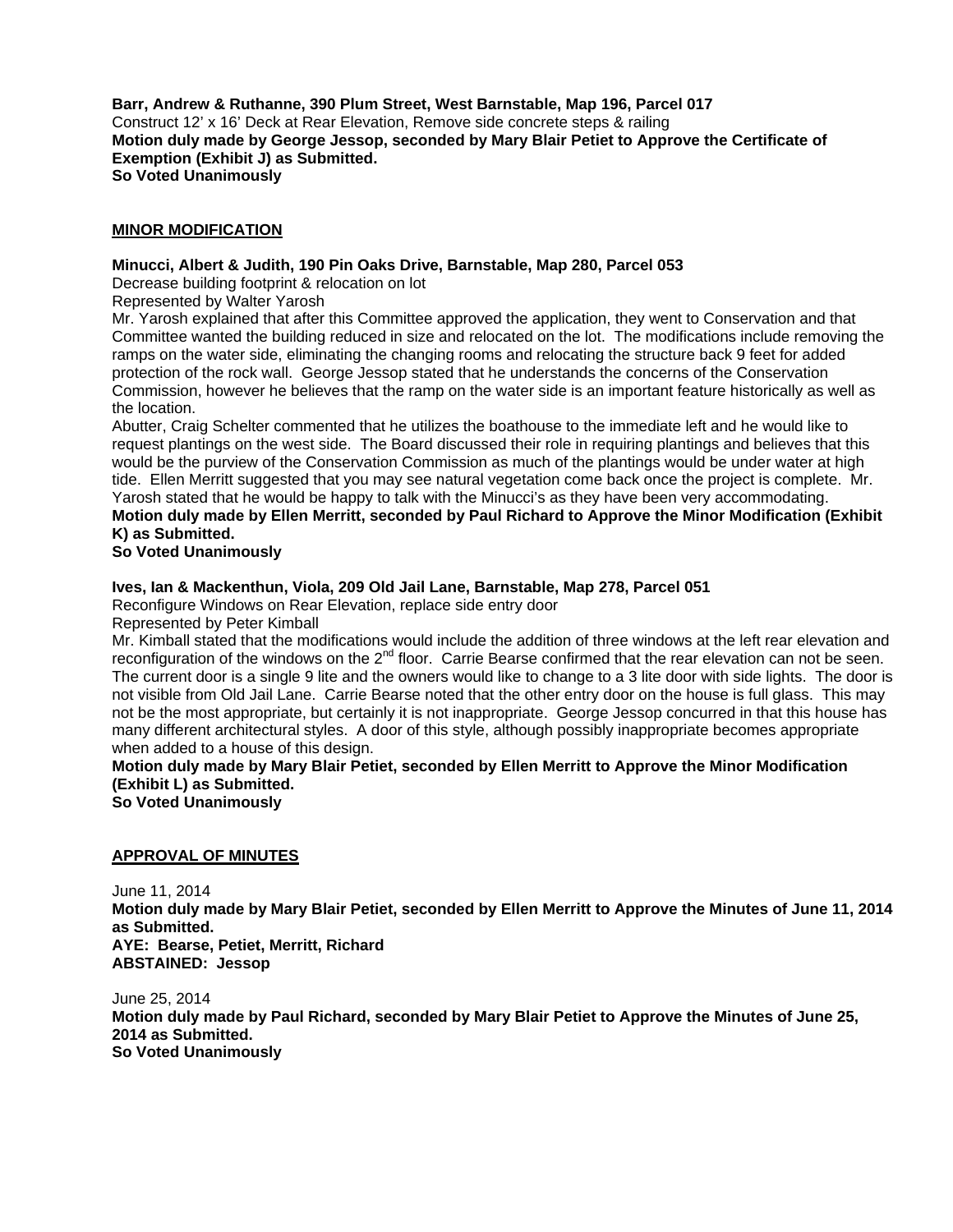**Barr, Andrew & Ruthanne, 390 Plum Street, West Barnstable, Map 196, Parcel 017**
Construct 12' x 16' Deck at Rear Elevation, Remove side concrete steps & railing
**Motion duly made by George Jessop, seconded by Mary Blair Petiet to Approve the Certificate of Exemption (Exhibit J) as Submitted.**
**So Voted Unanimously**

## MINOR MODIFICATION

**Minucci, Albert & Judith, 190 Pin Oaks Drive, Barnstable, Map 280, Parcel 053**
Decrease building footprint & relocation on lot
Represented by Walter Yarosh
Mr. Yarosh explained that after this Committee approved the application, they went to Conservation and that Committee wanted the building reduced in size and relocated on the lot. The modifications include removing the ramps on the water side, eliminating the changing rooms and relocating the structure back 9 feet for added protection of the rock wall. George Jessop stated that he understands the concerns of the Conservation Commission, however he believes that the ramp on the water side is an important feature historically as well as the location.
Abutter, Craig Schelter commented that he utilizes the boathouse to the immediate left and he would like to request plantings on the west side. The Board discussed their role in requiring plantings and believes that this would be the purview of the Conservation Commission as much of the plantings would be under water at high tide. Ellen Merritt suggested that you may see natural vegetation come back once the project is complete. Mr. Yarosh stated that he would be happy to talk with the Minucci's as they have been very accommodating.
**Motion duly made by Ellen Merritt, seconded by Paul Richard to Approve the Minor Modification (Exhibit K) as Submitted.**
**So Voted Unanimously**

**Ives, Ian & Mackenthun, Viola, 209 Old Jail Lane, Barnstable, Map 278, Parcel 051**
Reconfigure Windows on Rear Elevation, replace side entry door
Represented by Peter Kimball
Mr. Kimball stated that the modifications would include the addition of three windows at the left rear elevation and reconfiguration of the windows on the 2nd floor. Carrie Bearse confirmed that the rear elevation can not be seen. The current door is a single 9 lite and the owners would like to change to a 3 lite door with side lights. The door is not visible from Old Jail Lane. Carrie Bearse noted that the other entry door on the house is full glass. This may not be the most appropriate, but certainly it is not inappropriate. George Jessop concurred in that this house has many different architectural styles. A door of this style, although possibly inappropriate becomes appropriate when added to a house of this design.
**Motion duly made by Mary Blair Petiet, seconded by Ellen Merritt to Approve the Minor Modification (Exhibit L) as Submitted.**
**So Voted Unanimously**

## APPROVAL OF MINUTES

June 11, 2014
**Motion duly made by Mary Blair Petiet, seconded by Ellen Merritt to Approve the Minutes of June 11, 2014 as Submitted.**
**AYE: Bearse, Petiet, Merritt, Richard**
**ABSTAINED: Jessop**

June 25, 2014
**Motion duly made by Paul Richard, seconded by Mary Blair Petiet to Approve the Minutes of June 25, 2014 as Submitted.**
**So Voted Unanimously**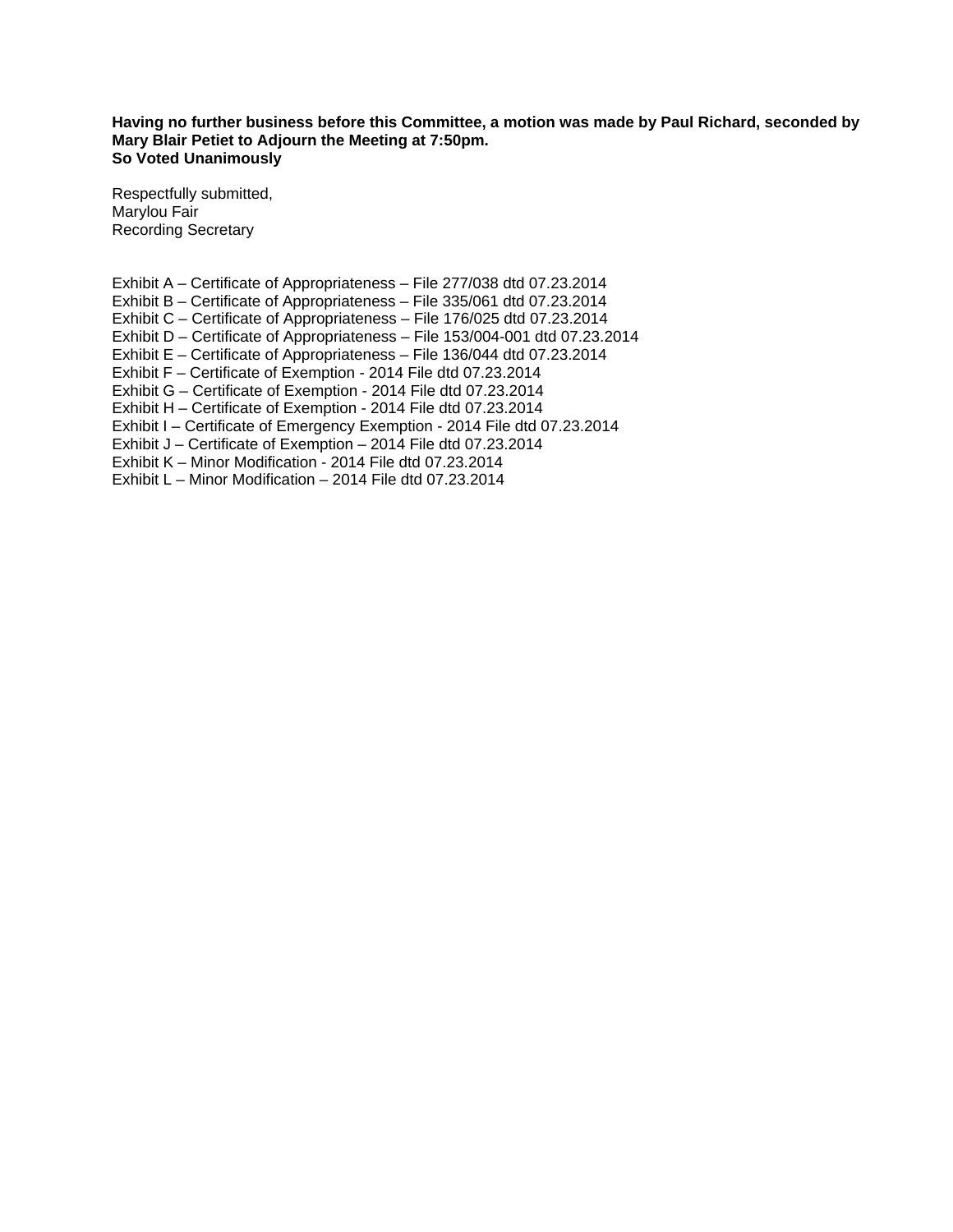**Having no further business before this Committee, a motion was made by Paul Richard, seconded by Mary Blair Petiet to Adjourn the Meeting at 7:50pm.**
**So Voted Unanimously**

Respectfully submitted,
Marylou Fair
Recording Secretary

Exhibit A – Certificate of Appropriateness – File 277/038 dtd 07.23.2014
Exhibit B – Certificate of Appropriateness – File 335/061 dtd 07.23.2014
Exhibit C – Certificate of Appropriateness – File 176/025 dtd 07.23.2014
Exhibit D – Certificate of Appropriateness – File 153/004-001 dtd 07.23.2014
Exhibit E – Certificate of Appropriateness – File 136/044 dtd 07.23.2014
Exhibit F – Certificate of Exemption - 2014 File dtd 07.23.2014
Exhibit G – Certificate of Exemption - 2014 File dtd 07.23.2014
Exhibit H – Certificate of Exemption - 2014 File dtd 07.23.2014
Exhibit I – Certificate of Emergency Exemption - 2014 File dtd 07.23.2014
Exhibit J – Certificate of Exemption – 2014 File dtd 07.23.2014
Exhibit K – Minor Modification - 2014 File dtd 07.23.2014
Exhibit L – Minor Modification – 2014 File dtd 07.23.2014